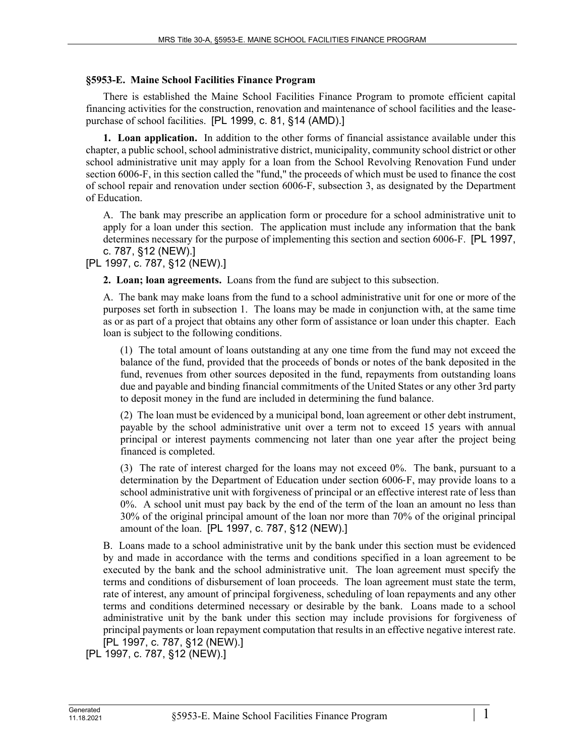## §5953-E. Maine School Facilities Finance Program

There is established the Maine School Facilities Finance Program to promote efficient capital financing activities for the construction, renovation and maintenance of school facilities and the lease-purchase of school facilities. [PL 1999, c. 81, §14 (AMD).]

**1. Loan application.** In addition to the other forms of financial assistance available under this chapter, a public school, school administrative district, municipality, community school district or other school administrative unit may apply for a loan from the School Revolving Renovation Fund under section 6006-F, in this section called the "fund," the proceeds of which must be used to finance the cost of school repair and renovation under section 6006-F, subsection 3, as designated by the Department of Education.

A. The bank may prescribe an application form or procedure for a school administrative unit to apply for a loan under this section. The application must include any information that the bank determines necessary for the purpose of implementing this section and section 6006-F. [PL 1997, c. 787, §12 (NEW).]

[PL 1997, c. 787, §12 (NEW).]

**2. Loan; loan agreements.** Loans from the fund are subject to this subsection.

A. The bank may make loans from the fund to a school administrative unit for one or more of the purposes set forth in subsection 1. The loans may be made in conjunction with, at the same time as or as part of a project that obtains any other form of assistance or loan under this chapter. Each loan is subject to the following conditions.

(1) The total amount of loans outstanding at any one time from the fund may not exceed the balance of the fund, provided that the proceeds of bonds or notes of the bank deposited in the fund, revenues from other sources deposited in the fund, repayments from outstanding loans due and payable and binding financial commitments of the United States or any other 3rd party to deposit money in the fund are included in determining the fund balance.

(2) The loan must be evidenced by a municipal bond, loan agreement or other debt instrument, payable by the school administrative unit over a term not to exceed 15 years with annual principal or interest payments commencing not later than one year after the project being financed is completed.

(3) The rate of interest charged for the loans may not exceed 0%. The bank, pursuant to a determination by the Department of Education under section 6006-F, may provide loans to a school administrative unit with forgiveness of principal or an effective interest rate of less than 0%. A school unit must pay back by the end of the term of the loan an amount no less than 30% of the original principal amount of the loan nor more than 70% of the original principal amount of the loan. [PL 1997, c. 787, §12 (NEW).]

B. Loans made to a school administrative unit by the bank under this section must be evidenced by and made in accordance with the terms and conditions specified in a loan agreement to be executed by the bank and the school administrative unit. The loan agreement must specify the terms and conditions of disbursement of loan proceeds. The loan agreement must state the term, rate of interest, any amount of principal forgiveness, scheduling of loan repayments and any other terms and conditions determined necessary or desirable by the bank. Loans made to a school administrative unit by the bank under this section may include provisions for forgiveness of principal payments or loan repayment computation that results in an effective negative interest rate. [PL 1997, c. 787, §12 (NEW).]

[PL 1997, c. 787, §12 (NEW).]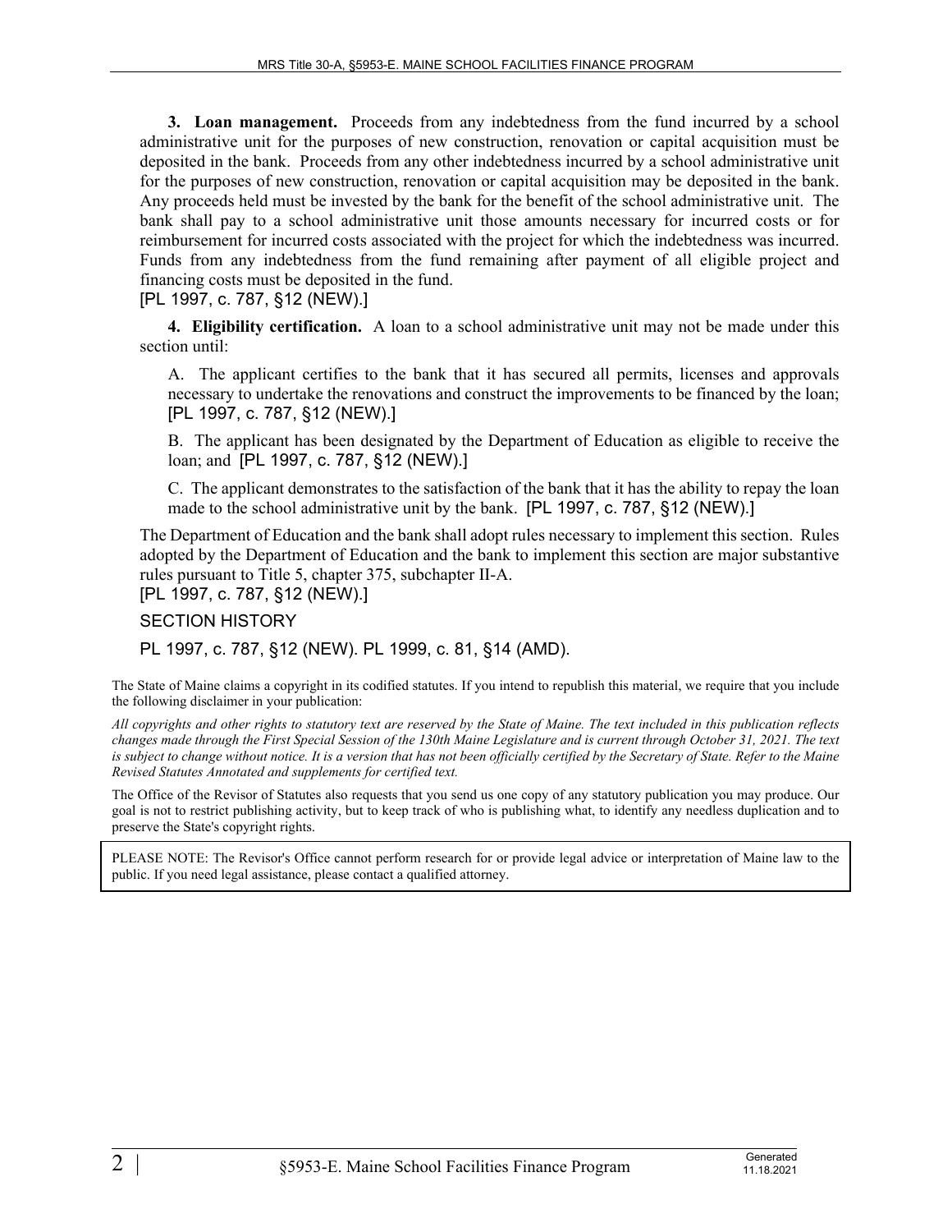**3. Loan management.** Proceeds from any indebtedness from the fund incurred by a school administrative unit for the purposes of new construction, renovation or capital acquisition must be deposited in the bank. Proceeds from any other indebtedness incurred by a school administrative unit for the purposes of new construction, renovation or capital acquisition may be deposited in the bank. Any proceeds held must be invested by the bank for the benefit of the school administrative unit. The bank shall pay to a school administrative unit those amounts necessary for incurred costs or for reimbursement for incurred costs associated with the project for which the indebtedness was incurred. Funds from any indebtedness from the fund remaining after payment of all eligible project and financing costs must be deposited in the fund.

[PL 1997, c. 787, §12 (NEW).]

**4. Eligibility certification.** A loan to a school administrative unit may not be made under this section until:

A. The applicant certifies to the bank that it has secured all permits, licenses and approvals necessary to undertake the renovations and construct the improvements to be financed by the loan; [PL 1997, c. 787, §12 (NEW).]

B. The applicant has been designated by the Department of Education as eligible to receive the loan; and [PL 1997, c. 787, §12 (NEW).]

C. The applicant demonstrates to the satisfaction of the bank that it has the ability to repay the loan made to the school administrative unit by the bank. [PL 1997, c. 787, §12 (NEW).]

The Department of Education and the bank shall adopt rules necessary to implement this section. Rules adopted by the Department of Education and the bank to implement this section are major substantive rules pursuant to Title 5, chapter 375, subchapter II-A.

[PL 1997, c. 787, §12 (NEW).]

SECTION HISTORY

PL 1997, c. 787, §12 (NEW). PL 1999, c. 81, §14 (AMD).

The State of Maine claims a copyright in its codified statutes. If you intend to republish this material, we require that you include the following disclaimer in your publication:

*All copyrights and other rights to statutory text are reserved by the State of Maine. The text included in this publication reflects changes made through the First Special Session of the 130th Maine Legislature and is current through October 31, 2021. The text is subject to change without notice. It is a version that has not been officially certified by the Secretary of State. Refer to the Maine Revised Statutes Annotated and supplements for certified text.*

The Office of the Revisor of Statutes also requests that you send us one copy of any statutory publication you may produce. Our goal is not to restrict publishing activity, but to keep track of who is publishing what, to identify any needless duplication and to preserve the State's copyright rights.

PLEASE NOTE: The Revisor's Office cannot perform research for or provide legal advice or interpretation of Maine law to the public. If you need legal assistance, please contact a qualified attorney.